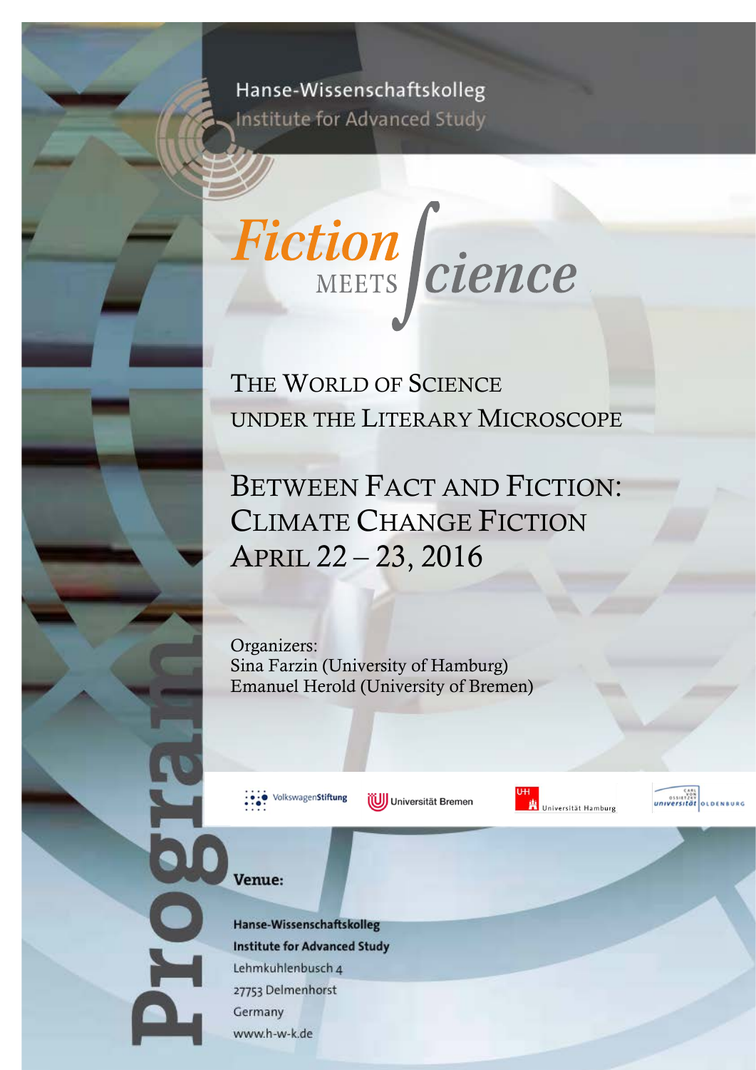Hanse-Wissenschaftskolleg

Institute for Advanced Study

# Fiction MEETS Science

## The World of Science under the Literary Microscope

## Between Fact and Fiction: Climate Change Fiction April 22 – 23, 2016

Organizers:
Sina Farzin (University of Hamburg)
Emanuel Herold (University of Bremen)

VolkswagenStiftung | Universität Bremen | Universität Hamburg | Carl von Ossietzky Universität Oldenburg

Program

**Venue:**

**Hanse-Wissenschaftskolleg**
**Institute for Advanced Study**
Lehmkuhlenbusch 4
27753 Delmenhorst
Germany
www.h-w-k.de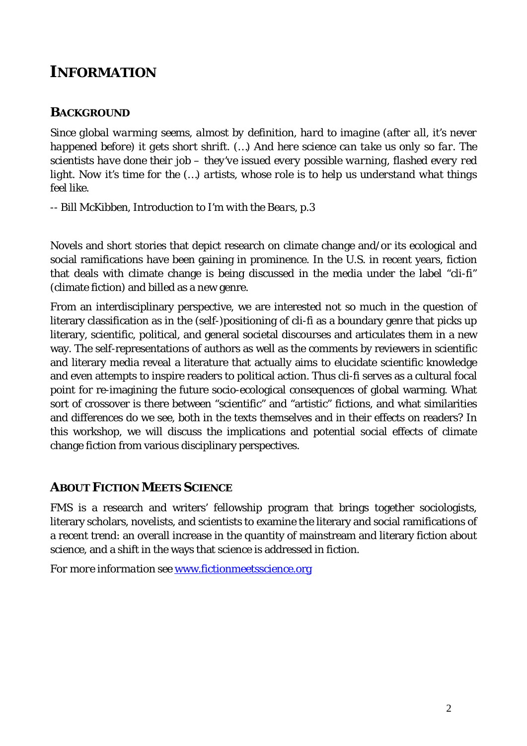# INFORMATION

## BACKGROUND

*Since global warming seems, almost by definition, hard to imagine (after all, it's never happened before) it gets short shrift. (…) And here science can take us only so far. The scientists have done their job – they've issued every possible warning, flashed every red light. Now it's time for the (…) artists, whose role is to help us understand what things feel like.*

-- Bill McKibben, Introduction to *I'm with the Bears*, p.3

Novels and short stories that depict research on climate change and/or its ecological and social ramifications have been gaining in prominence. In the U.S. in recent years, fiction that deals with climate change is being discussed in the media under the label "cli-fi" (climate fiction) and billed as a new genre.

From an interdisciplinary perspective, we are interested not so much in the question of literary classification as in the (self-)positioning of cli-fi as a boundary genre that picks up literary, scientific, political, and general societal discourses and articulates them in a new way. The self-representations of authors as well as the comments by reviewers in scientific and literary media reveal a literature that actually aims to elucidate scientific knowledge and even attempts to inspire readers to political action. Thus cli-fi serves as a cultural focal point for re-imagining the future socio-ecological consequences of global warming. What sort of crossover is there between "scientific" and "artistic" fictions, and what similarities and differences do we see, both in the texts themselves and in their effects on readers? In this workshop, we will discuss the implications and potential social effects of climate change fiction from various disciplinary perspectives.

## ABOUT FICTION MEETS SCIENCE

FMS is a research and writers' fellowship program that brings together sociologists, literary scholars, novelists, and scientists to examine the literary and social ramifications of a recent trend: an overall increase in the quantity of mainstream and literary fiction about science, and a shift in the ways that science is addressed in fiction.

*For more information see* [www.fictionmeetsscience.org](http://www.fictionmeetsscience.org)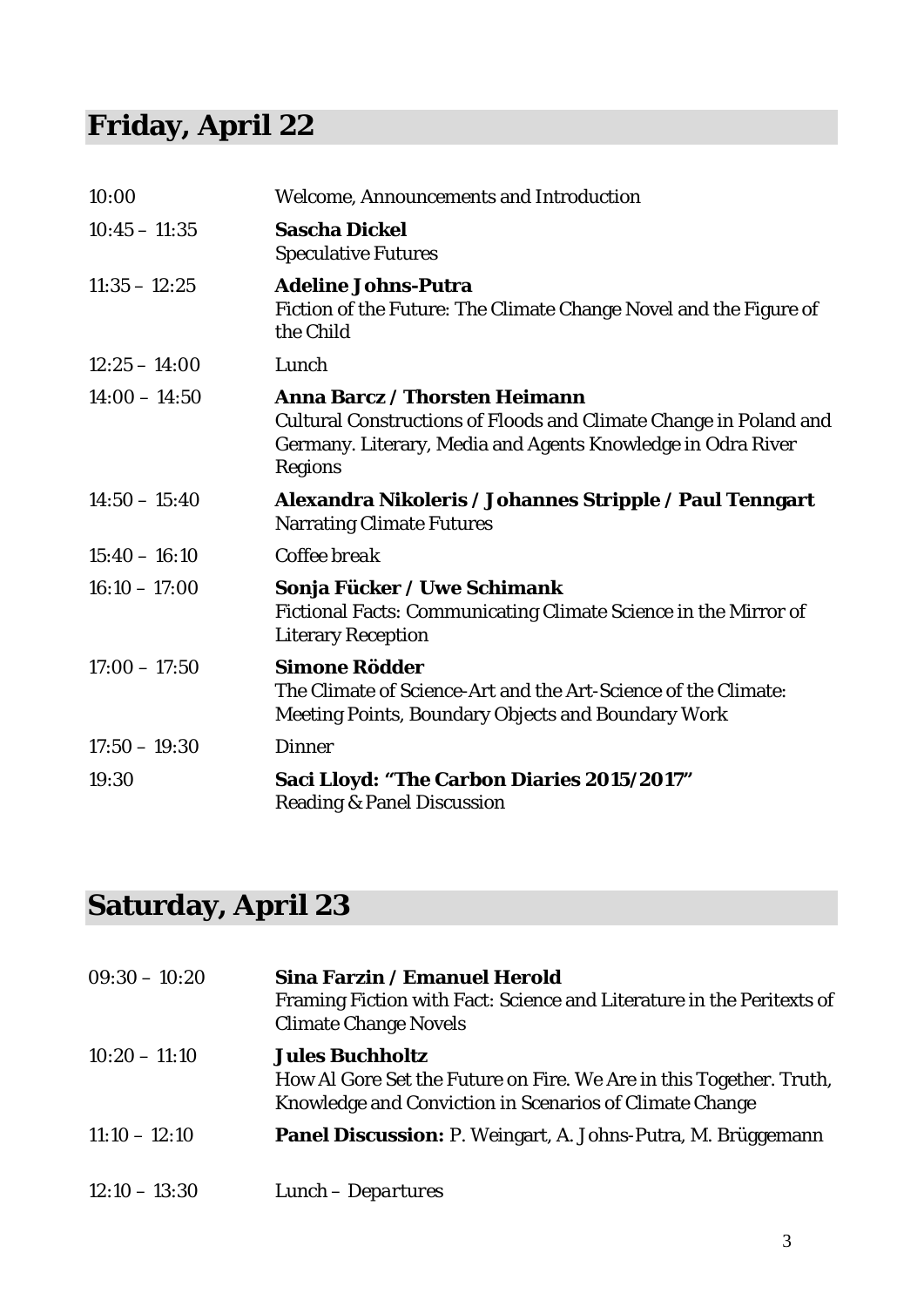## Friday, April 22

| | |
|---|---|
| 10:00 | Welcome, Announcements and Introduction |
| 10:45 – 11:35 | **Sascha Dickel**<br>Speculative Futures |
| 11:35 – 12:25 | **Adeline Johns-Putra**<br>Fiction of the Future: The Climate Change Novel and the Figure of the Child |
| 12:25 – 14:00 | Lunch |
| 14:00 – 14:50 | **Anna Barcz / Thorsten Heimann**<br>Cultural Constructions of Floods and Climate Change in Poland and Germany. Literary, Media and Agents Knowledge in Odra River Regions |
| 14:50 – 15:40 | **Alexandra Nikoleris / Johannes Stripple / Paul Tenngart**<br>Narrating Climate Futures |
| 15:40 – 16:10 | Coffee break |
| 16:10 – 17:00 | **Sonja Fücker / Uwe Schimank**<br>Fictional Facts: Communicating Climate Science in the Mirror of Literary Reception |
| 17:00 – 17:50 | **Simone Rödder**<br>The Climate of Science-Art and the Art-Science of the Climate: Meeting Points, Boundary Objects and Boundary Work |
| 17:50 – 19:30 | Dinner |
| 19:30 | **Saci Lloyd: "The Carbon Diaries 2015/2017"**<br>Reading & Panel Discussion |

## Saturday, April 23

| | |
|---|---|
| 09:30 – 10:20 | **Sina Farzin / Emanuel Herold**<br>Framing Fiction with Fact: Science and Literature in the Peritexts of Climate Change Novels |
| 10:20 – 11:10 | **Jules Buchholtz**<br>How Al Gore Set the Future on Fire. We Are in this Together. Truth, Knowledge and Conviction in Scenarios of Climate Change |
| 11:10 – 12:10 | **Panel Discussion:** P. Weingart, A. Johns-Putra, M. Brüggemann |
| 12:10 – 13:30 | Lunch – Departures |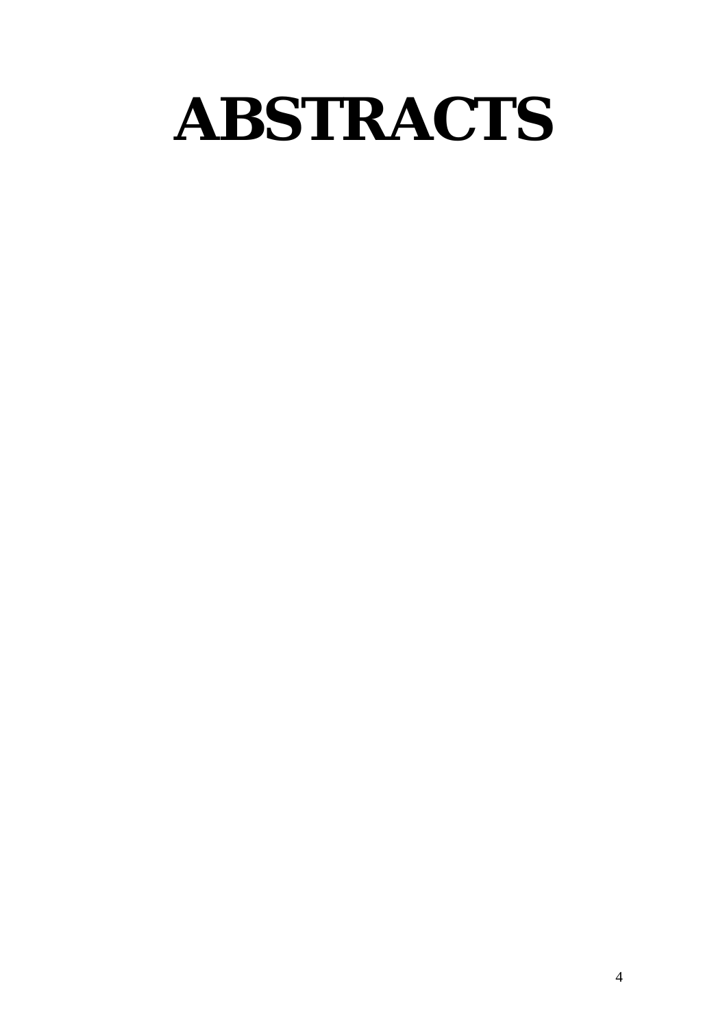# ABSTRACTS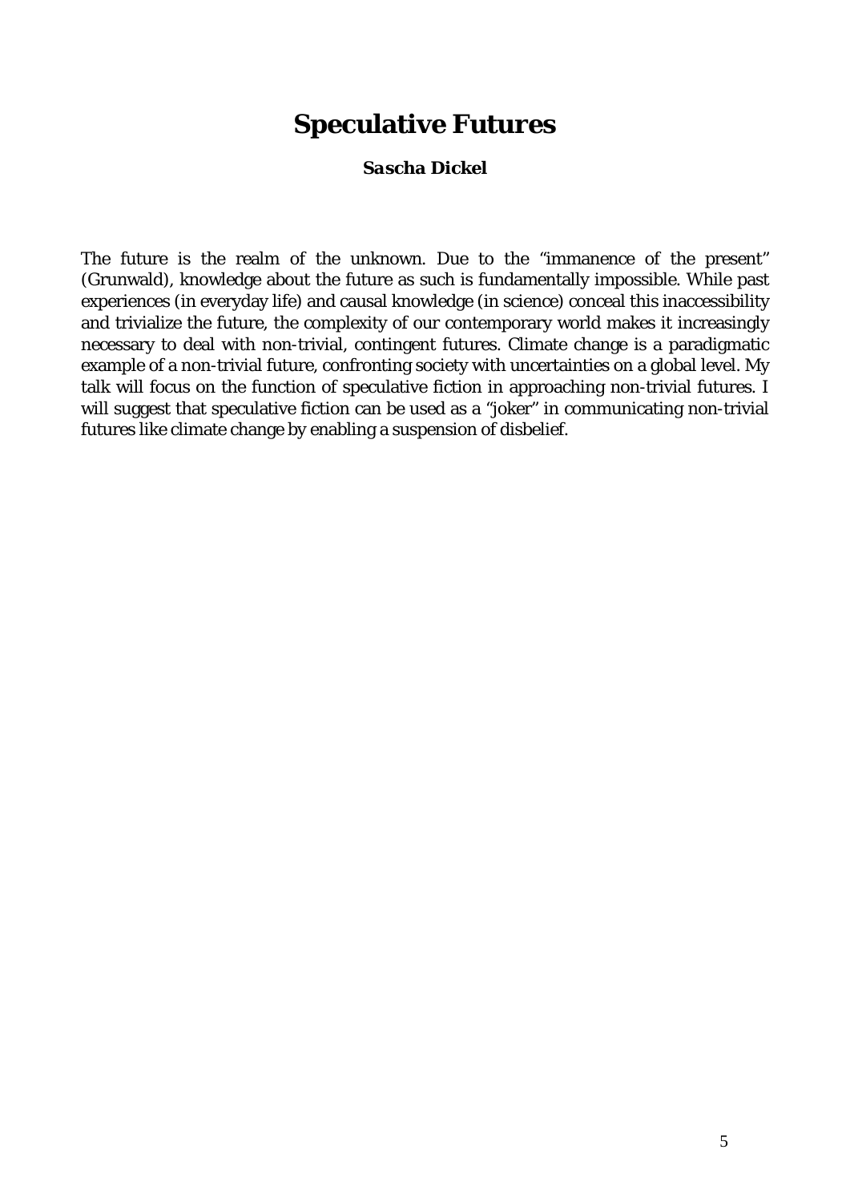# Speculative Futures

**Sascha Dickel**

The future is the realm of the unknown. Due to the "immanence of the present" (Grunwald), knowledge about the future as such is fundamentally impossible. While past experiences (in everyday life) and causal knowledge (in science) conceal this inaccessibility and trivialize the future, the complexity of our contemporary world makes it increasingly necessary to deal with non-trivial, contingent futures. Climate change is a paradigmatic example of a non-trivial future, confronting society with uncertainties on a global level. My talk will focus on the function of speculative fiction in approaching non-trivial futures. I will suggest that speculative fiction can be used as a "joker" in communicating non-trivial futures like climate change by enabling a suspension of disbelief.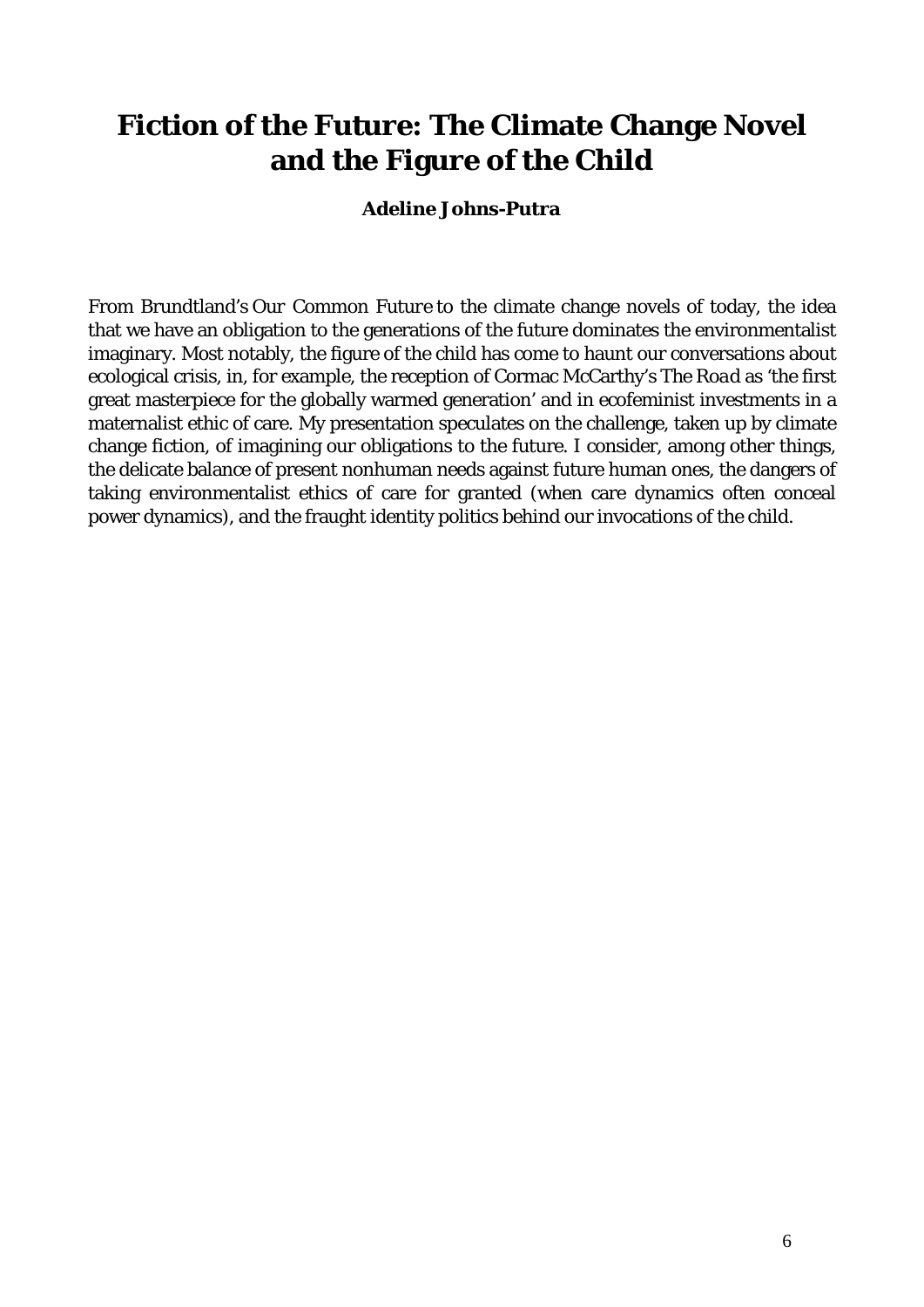# Fiction of the Future: The Climate Change Novel and the Figure of the Child

**Adeline Johns-Putra**

From Brundtland's *Our Common Future* to the climate change novels of today, the idea that we have an obligation to the generations of the future dominates the environmentalist imaginary. Most notably, the figure of the child has come to haunt our conversations about ecological crisis, in, for example, the reception of Cormac McCarthy's *The Road* as 'the first great masterpiece for the globally warmed generation' and in ecofeminist investments in a maternalist ethic of care. My presentation speculates on the challenge, taken up by climate change fiction, of imagining our obligations to the future. I consider, among other things, the delicate balance of present nonhuman needs against future human ones, the dangers of taking environmentalist ethics of care for granted (when care dynamics often conceal power dynamics), and the fraught identity politics behind our invocations of the child.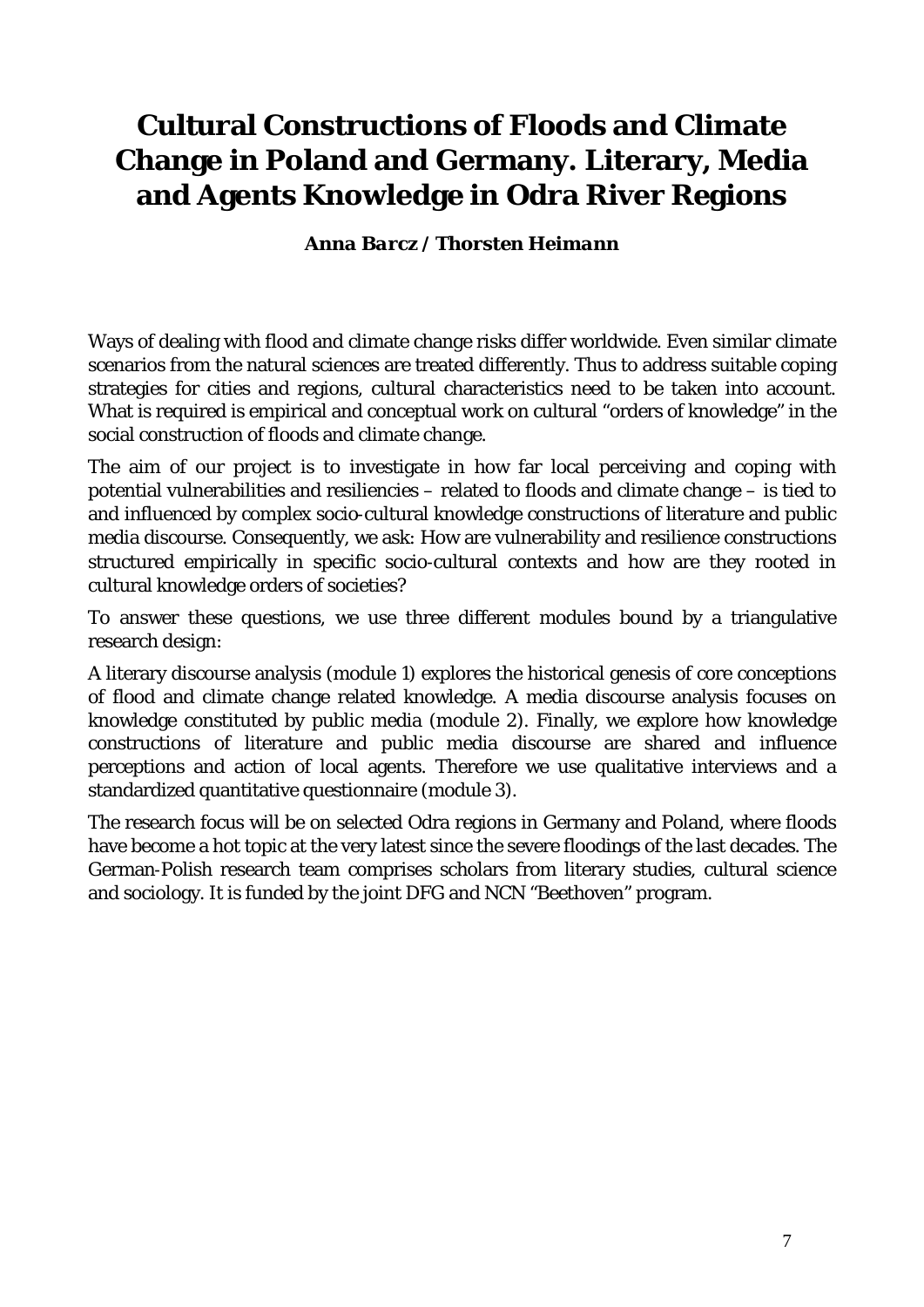# Cultural Constructions of Floods and Climate Change in Poland and Germany. Literary, Media and Agents Knowledge in Odra River Regions

***Anna Barcz / Thorsten Heimann***

Ways of dealing with flood and climate change risks differ worldwide. Even similar climate scenarios from the natural sciences are treated differently. Thus to address suitable coping strategies for cities and regions, cultural characteristics need to be taken into account. What is required is empirical and conceptual work on cultural "orders of knowledge" in the social construction of floods and climate change.

The aim of our project is to investigate in how far local perceiving and coping with potential vulnerabilities and resiliencies – related to floods and climate change – is tied to and influenced by complex socio-cultural knowledge constructions of literature and public media discourse. Consequently, we ask: How are vulnerability and resilience constructions structured empirically in specific socio-cultural contexts and how are they rooted in cultural knowledge orders of societies?

To answer these questions, we use three different modules bound by a triangulative research design:

A literary discourse analysis (module 1) explores the historical genesis of core conceptions of flood and climate change related knowledge. A media discourse analysis focuses on knowledge constituted by public media (module 2). Finally, we explore how knowledge constructions of literature and public media discourse are shared and influence perceptions and action of local agents. Therefore we use qualitative interviews and a standardized quantitative questionnaire (module 3).

The research focus will be on selected Odra regions in Germany and Poland, where floods have become a hot topic at the very latest since the severe floodings of the last decades. The German-Polish research team comprises scholars from literary studies, cultural science and sociology. It is funded by the joint DFG and NCN "Beethoven" program.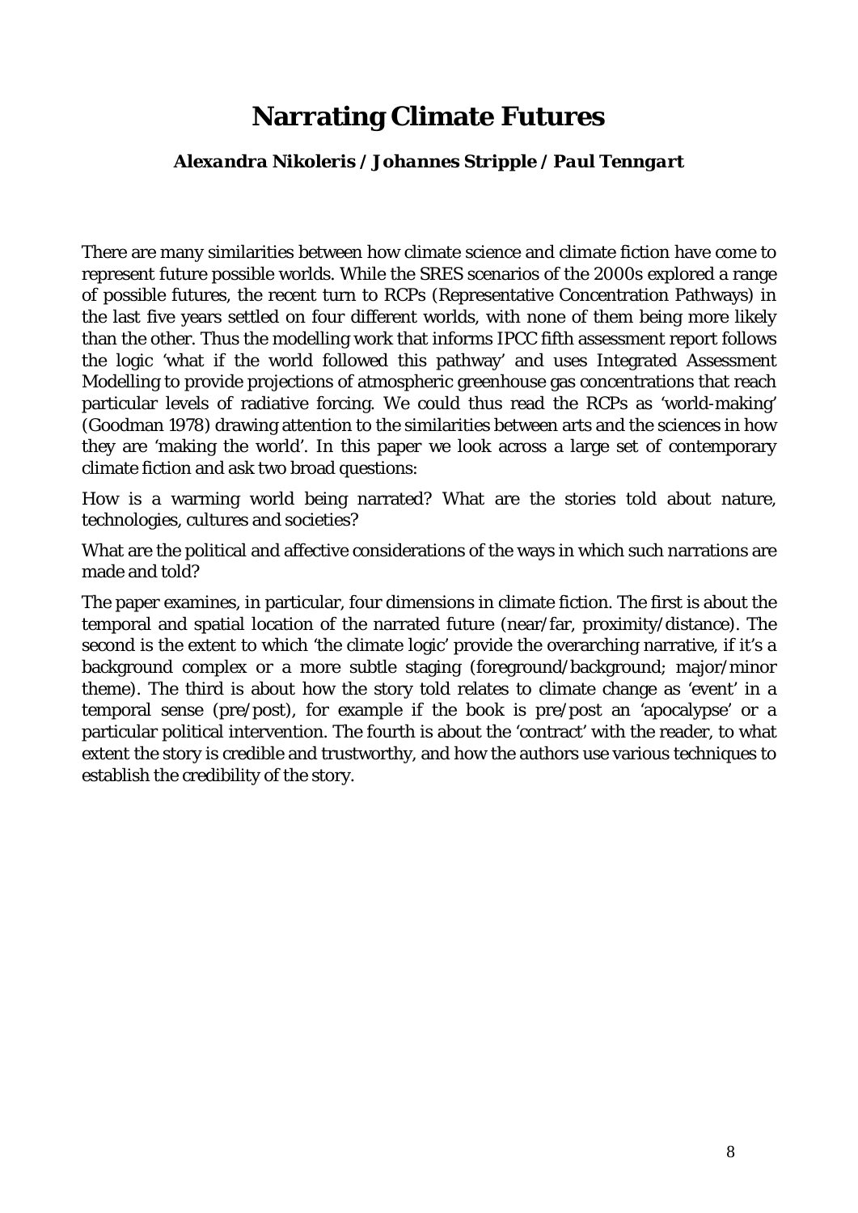# Narrating Climate Futures

***Alexandra Nikoleris / Johannes Stripple / Paul Tenngart***

There are many similarities between how climate science and climate fiction have come to represent future possible worlds. While the SRES scenarios of the 2000s explored a range of possible futures, the recent turn to RCPs (Representative Concentration Pathways) in the last five years settled on four different worlds, with none of them being more likely than the other. Thus the modelling work that informs IPCC fifth assessment report follows the logic 'what if the world followed this pathway' and uses Integrated Assessment Modelling to provide projections of atmospheric greenhouse gas concentrations that reach particular levels of radiative forcing. We could thus read the RCPs as 'world-making' (Goodman 1978) drawing attention to the similarities between arts and the sciences in how they are 'making the world'. In this paper we look across a large set of contemporary climate fiction and ask two broad questions:

How is a warming world being narrated? What are the stories told about nature, technologies, cultures and societies?

What are the political and affective considerations of the ways in which such narrations are made and told?

The paper examines, in particular, four dimensions in climate fiction. The first is about the temporal and spatial location of the narrated future (near/far, proximity/distance). The second is the extent to which 'the climate logic' provide the overarching narrative, if it's a background complex or a more subtle staging (foreground/background; major/minor theme). The third is about how the story told relates to climate change as 'event' in a temporal sense (pre/post), for example if the book is pre/post an 'apocalypse' or a particular political intervention. The fourth is about the 'contract' with the reader, to what extent the story is credible and trustworthy, and how the authors use various techniques to establish the credibility of the story.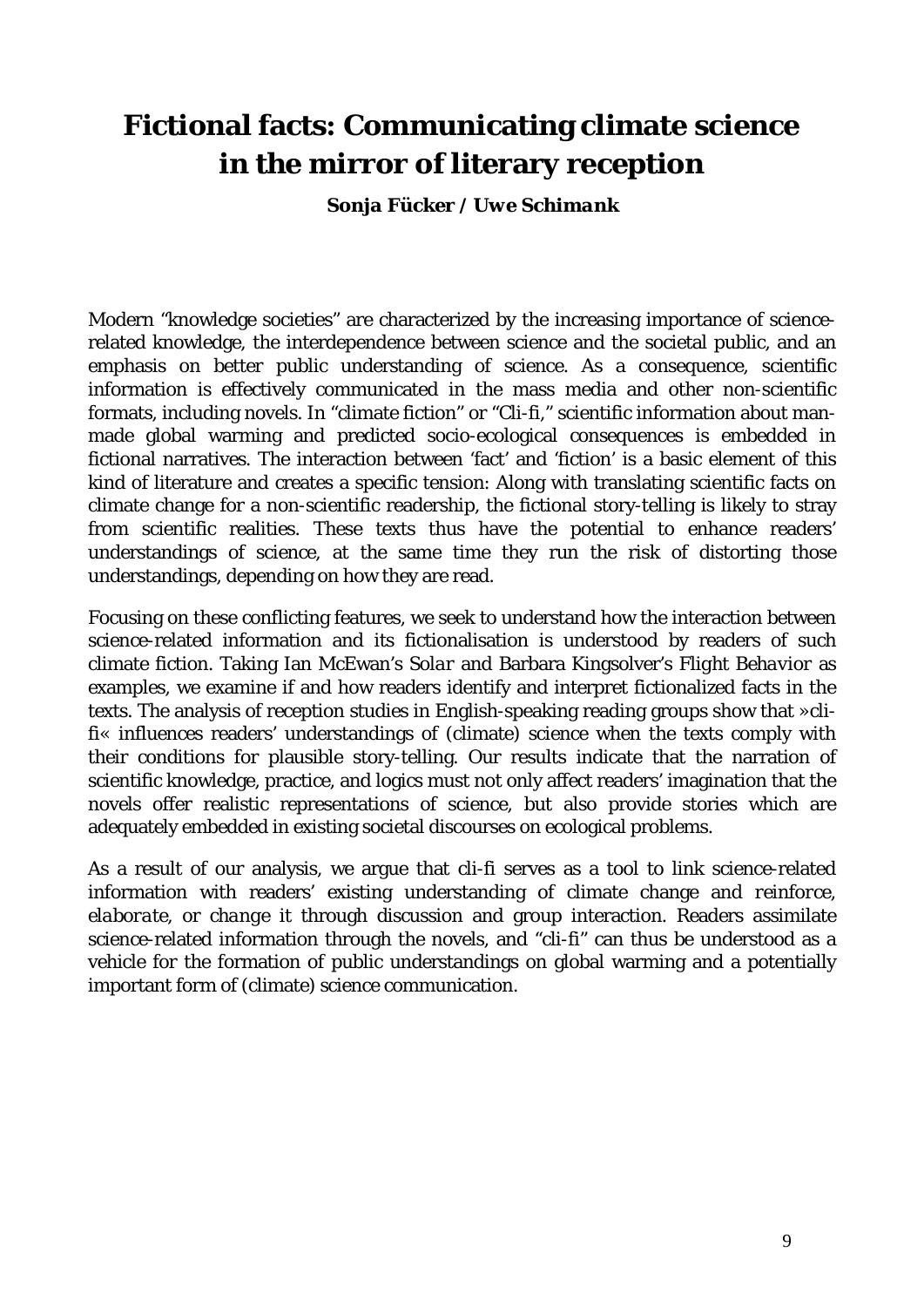# Fictional facts: Communicating climate science in the mirror of literary reception

**Sonja Fücker / Uwe Schimank**

Modern "knowledge societies" are characterized by the increasing importance of science-related knowledge, the interdependence between science and the societal public, and an emphasis on better public understanding of science. As a consequence, scientific information is effectively communicated in the mass media and other non-scientific formats, including novels. In "climate fiction" or "Cli-fi," scientific information about man-made global warming and predicted socio-ecological consequences is embedded in fictional narratives. The interaction between 'fact' and 'fiction' is a basic element of this kind of literature and creates a specific tension: Along with translating scientific facts on climate change for a non-scientific readership, the fictional story-telling is likely to stray from scientific realities. These texts thus have the potential to enhance readers' understandings of science, at the same time they run the risk of distorting those understandings, depending on how they are read.

Focusing on these conflicting features, we seek to understand how the interaction between science-related information and its fictionalisation is understood by readers of such climate fiction. Taking Ian McEwan's *Solar* and Barbara Kingsolver's *Flight Behavior* as examples, we examine if and how readers identify and interpret fictionalized facts in the texts. The analysis of reception studies in English-speaking reading groups show that »cli-fi« influences readers' understandings of (climate) science when the texts comply with their conditions for plausible story-telling. Our results indicate that the narration of scientific knowledge, practice, and logics must not only affect readers' imagination that the novels offer realistic representations of science, but also provide stories which are adequately embedded in existing societal discourses on ecological problems.

As a result of our analysis, we argue that cli-fi serves as a tool to link science-related information with readers' existing understanding of climate change and *reinforce*, *elaborate*, or *change* it through discussion and group interaction. Readers assimilate science-related information through the novels, and "cli-fi" can thus be understood as a vehicle for the formation of public understandings on global warming and a potentially important form of (climate) science communication.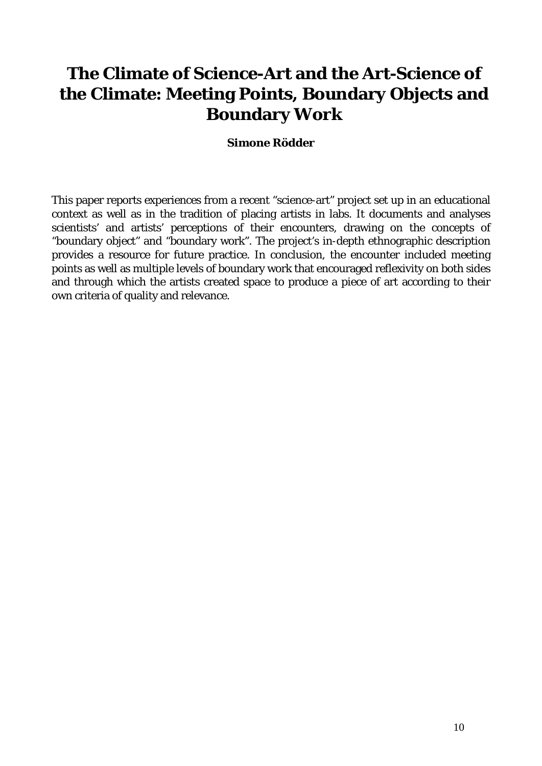# The Climate of Science-Art and the Art-Science of the Climate: Meeting Points, Boundary Objects and Boundary Work

**Simone Rödder**

This paper reports experiences from a recent "science-art" project set up in an educational context as well as in the tradition of placing artists in labs. It documents and analyses scientists' and artists' perceptions of their encounters, drawing on the concepts of "boundary object" and "boundary work". The project's in-depth ethnographic description provides a resource for future practice. In conclusion, the encounter included meeting points as well as multiple levels of boundary work that encouraged reflexivity on both sides and through which the artists created space to produce a piece of art according to their own criteria of quality and relevance.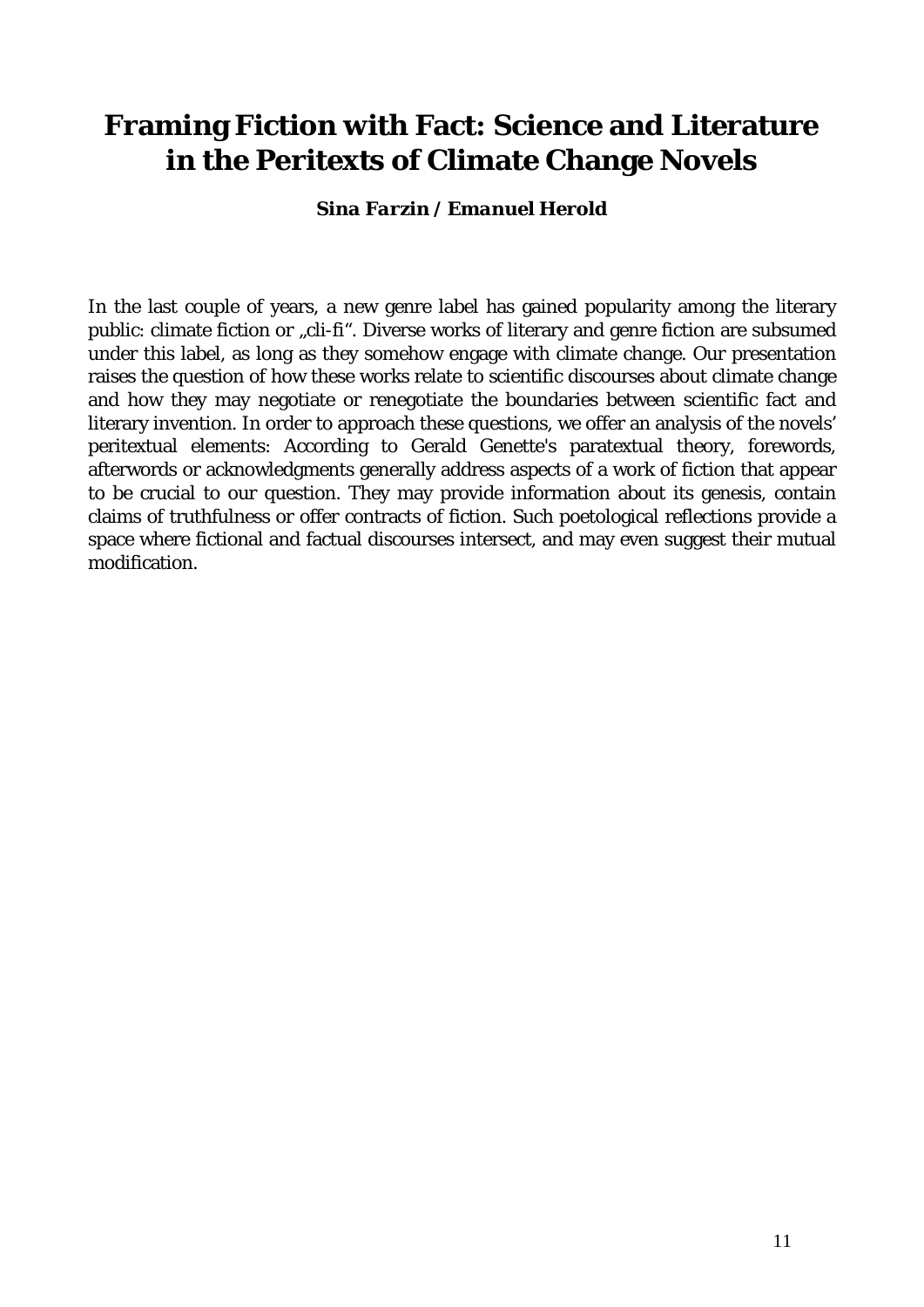# Framing Fiction with Fact: Science and Literature in the Peritexts of Climate Change Novels

***Sina Farzin / Emanuel Herold***

In the last couple of years, a new genre label has gained popularity among the literary public: climate fiction or „cli-fi“. Diverse works of literary and genre fiction are subsumed under this label, as long as they somehow engage with climate change. Our presentation raises the question of how these works relate to scientific discourses about climate change and how they may negotiate or renegotiate the boundaries between scientific fact and literary invention. In order to approach these questions, we offer an analysis of the novels' peritextual elements: According to Gerald Genette's paratextual theory, forewords, afterwords or acknowledgments generally address aspects of a work of fiction that appear to be crucial to our question. They may provide information about its genesis, contain claims of truthfulness or offer contracts of fiction. Such poetological reflections provide a space where fictional and factual discourses intersect, and may even suggest their mutual modification.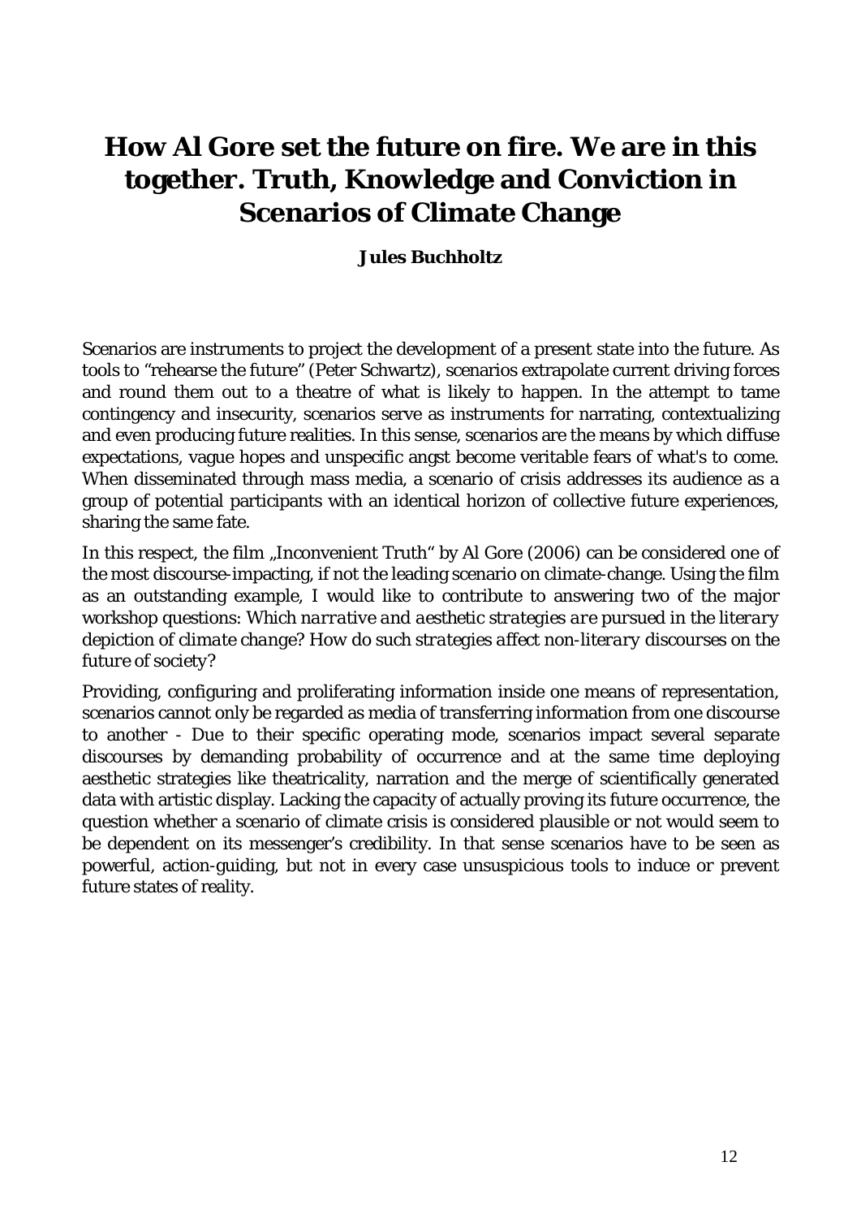# How Al Gore set the future on fire. We are in this together. Truth, Knowledge and Conviction in Scenarios of Climate Change

**Jules Buchholtz**

Scenarios are instruments to project the development of a present state into the future. As tools to "rehearse the future" (Peter Schwartz), scenarios extrapolate current driving forces and round them out to a theatre of what is likely to happen. In the attempt to tame contingency and insecurity, scenarios serve as instruments for narrating, contextualizing and even producing future realities. In this sense, scenarios are the means by which diffuse expectations, vague hopes and unspecific angst become veritable fears of what's to come. When disseminated through mass media, a scenario of crisis addresses its audience as a group of potential participants with an identical horizon of collective future experiences, sharing the same fate.

In this respect, the film „Inconvenient Truth" by Al Gore (2006) can be considered one of the most discourse-impacting, if not the leading scenario on climate-change. Using the film as an outstanding example, I would like to contribute to answering two of the major workshop questions: *Which narrative and aesthetic strategies are pursued in the literary depiction of climate change? How do such strategies affect non-literary discourses on the future of society?*

Providing, configuring and proliferating information inside one means of representation, scenarios cannot only be regarded as media of transferring information from one discourse to another - Due to their specific operating mode, scenarios impact several separate discourses by demanding probability of occurrence and at the same time deploying aesthetic strategies like theatricality, narration and the merge of scientifically generated data with artistic display. Lacking the capacity of actually proving its future occurrence, the question whether a scenario of climate crisis is considered plausible or not would seem to be dependent on its messenger's credibility. In that sense scenarios have to be seen as powerful, action-guiding, but not in every case unsuspicious tools to induce or prevent future states of reality.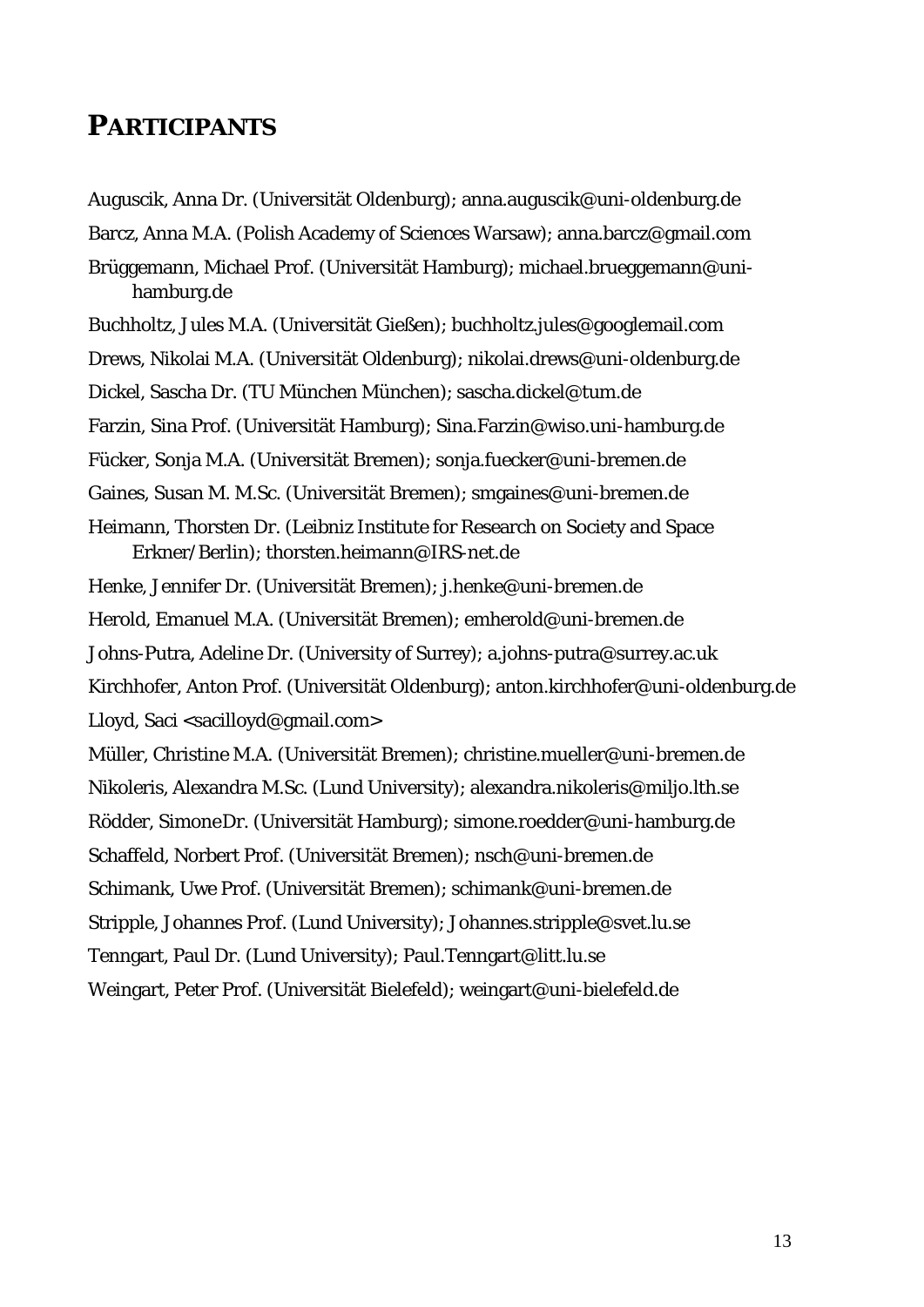# PARTICIPANTS

Auguscik, Anna Dr. (Universität Oldenburg); anna.auguscik@uni-oldenburg.de

Barcz, Anna M.A. (Polish Academy of Sciences Warsaw); anna.barcz@gmail.com

Brüggemann, Michael Prof. (Universität Hamburg); michael.brueggemann@uni-hamburg.de

Buchholtz, Jules M.A. (Universität Gießen); buchholtz.jules@googlemail.com

Drews, Nikolai M.A. (Universität Oldenburg); nikolai.drews@uni-oldenburg.de

Dickel, Sascha Dr. (TU München München); sascha.dickel@tum.de

Farzin, Sina Prof. (Universität Hamburg); Sina.Farzin@wiso.uni-hamburg.de

Fücker, Sonja M.A. (Universität Bremen); sonja.fuecker@uni-bremen.de

Gaines, Susan M. M.Sc. (Universität Bremen); smgaines@uni-bremen.de

Heimann, Thorsten Dr. (Leibniz Institute for Research on Society and Space Erkner/Berlin); thorsten.heimann@IRS-net.de

Henke, Jennifer Dr. (Universität Bremen); j.henke@uni-bremen.de

Herold, Emanuel M.A. (Universität Bremen); emherold@uni-bremen.de

Johns-Putra, Adeline Dr. (University of Surrey); a.johns-putra@surrey.ac.uk

Kirchhofer, Anton Prof. (Universität Oldenburg); anton.kirchhofer@uni-oldenburg.de

Lloyd, Saci <sacilloyd@gmail.com>

Müller, Christine M.A. (Universität Bremen); christine.mueller@uni-bremen.de

Nikoleris, Alexandra M.Sc. (Lund University); alexandra.nikoleris@miljo.lth.se

Rödder, Simone Dr. (Universität Hamburg); simone.roedder@uni-hamburg.de

Schaffeld, Norbert Prof. (Universität Bremen); nsch@uni-bremen.de

Schimank, Uwe Prof. (Universität Bremen); schimank@uni-bremen.de

Stripple, Johannes Prof. (Lund University); Johannes.stripple@svet.lu.se

Tenngart, Paul Dr. (Lund University); Paul.Tenngart@litt.lu.se

Weingart, Peter Prof. (Universität Bielefeld); weingart@uni-bielefeld.de